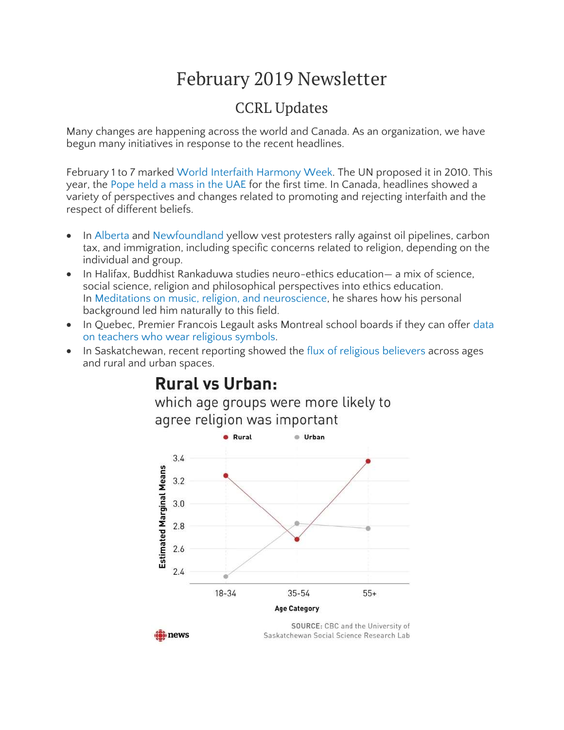# February 2019 Newsletter

## CCRL Updates

Many changes are happening across the world and Canada. As an organization, we have begun many initiatives in response to the recent headlines.

February 1 to 7 marked World Interfaith Harmony Week. The UN proposed it in 2010. This year, the Pope held a mass in the UAE for the first time. In Canada, headlines showed a variety of perspectives and changes related to promoting and rejecting interfaith and the respect of different beliefs.

- In Alberta and Newfoundland yellow vest protesters rally against oil pipelines, carbon tax, and immigration, including specific concerns related to religion, depending on the individual and group.
- In Halifax, Buddhist Rankaduwa studies neuro-ethics education— a mix of science, social science, religion and philosophical perspectives into ethics education. In Meditations on music, religion, and neuroscience, he shares how his personal background led him naturally to this field.
- In Quebec, Premier Francois Legault asks Montreal school boards if they can offer data on teachers who wear religious symbols.
- In Saskatchewan, recent reporting showed the flux of religious believers across ages and rural and urban spaces.

**Rural vs Urban:**
which age groups were more likely to agree religion was important

SOURCE: CBC and the University of Saskatchewan Social Science Research Lab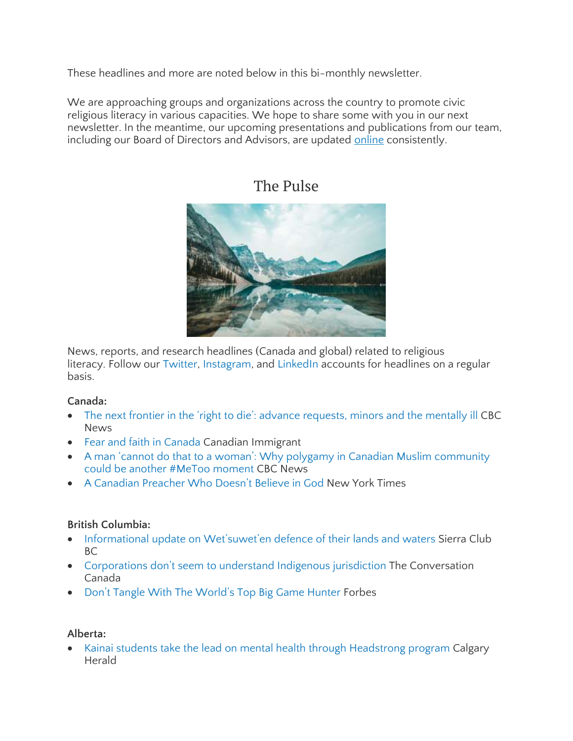These headlines and more are noted below in this bi-monthly newsletter.

We are approaching groups and organizations across the country to promote civic religious literacy in various capacities. We hope to share some with you in our next newsletter. In the meantime, our upcoming presentations and publications from our team, including our Board of Directors and Advisors, are updated online consistently.

## The Pulse

News, reports, and research headlines (Canada and global) related to religious literacy. Follow our Twitter, Instagram, and LinkedIn accounts for headlines on a regular basis.

**Canada:**

- The next frontier in the 'right to die': advance requests, minors and the mentally ill CBC News
- Fear and faith in Canada Canadian Immigrant
- A man 'cannot do that to a woman': Why polygamy in Canadian Muslim community could be another #MeToo moment CBC News
- A Canadian Preacher Who Doesn't Believe in God New York Times

**British Columbia:**

- Informational update on Wet'suwet'en defence of their lands and waters Sierra Club BC
- Corporations don't seem to understand Indigenous jurisdiction The Conversation Canada
- Don't Tangle With The World's Top Big Game Hunter Forbes

**Alberta:**

- Kainai students take the lead on mental health through Headstrong program Calgary Herald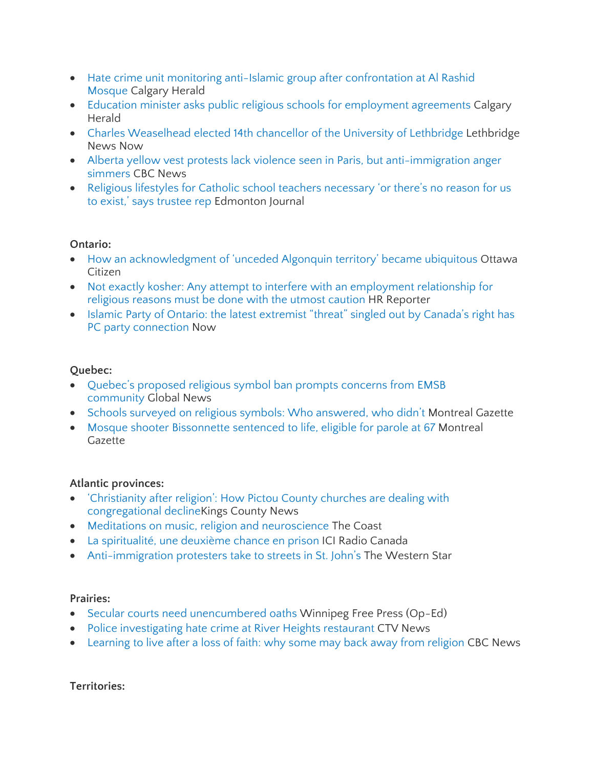- Hate crime unit monitoring anti-Islamic group after confrontation at Al Rashid Mosque Calgary Herald
- Education minister asks public religious schools for employment agreements Calgary Herald
- Charles Weaselhead elected 14th chancellor of the University of Lethbridge Lethbridge News Now
- Alberta yellow vest protests lack violence seen in Paris, but anti-immigration anger simmers CBC News
- Religious lifestyles for Catholic school teachers necessary 'or there's no reason for us to exist,' says trustee rep Edmonton Journal

**Ontario:**

- How an acknowledgment of 'unceded Algonquin territory' became ubiquitous Ottawa Citizen
- Not exactly kosher: Any attempt to interfere with an employment relationship for religious reasons must be done with the utmost caution HR Reporter
- Islamic Party of Ontario: the latest extremist "threat" singled out by Canada's right has PC party connection Now

**Quebec:**

- Quebec's proposed religious symbol ban prompts concerns from EMSB community Global News
- Schools surveyed on religious symbols: Who answered, who didn't Montreal Gazette
- Mosque shooter Bissonnette sentenced to life, eligible for parole at 67 Montreal Gazette

**Atlantic provinces:**

- 'Christianity after religion': How Pictou County churches are dealing with congregational declineKings County News
- Meditations on music, religion and neuroscience The Coast
- La spiritualité, une deuxième chance en prison ICI Radio Canada
- Anti-immigration protesters take to streets in St. John's The Western Star

**Prairies:**

- Secular courts need unencumbered oaths Winnipeg Free Press (Op-Ed)
- Police investigating hate crime at River Heights restaurant CTV News
- Learning to live after a loss of faith: why some may back away from religion CBC News

**Territories:**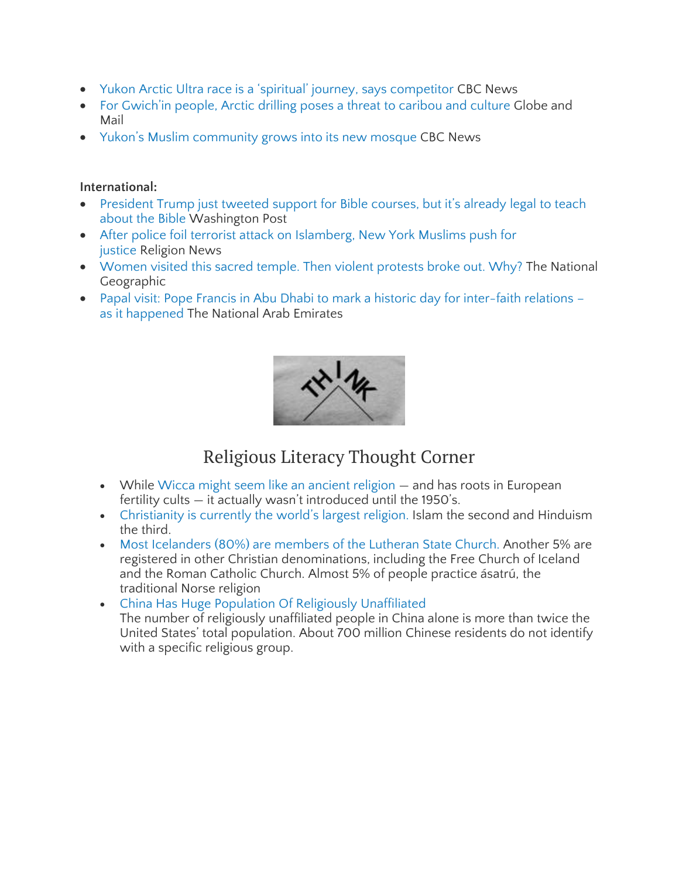- Yukon Arctic Ultra race is a 'spiritual' journey, says competitor CBC News
- For Gwich'in people, Arctic drilling poses a threat to caribou and culture Globe and Mail
- Yukon's Muslim community grows into its new mosque CBC News

**International:**

- President Trump just tweeted support for Bible courses, but it's already legal to teach about the Bible Washington Post
- After police foil terrorist attack on Islamberg, New York Muslims push for justice Religion News
- Women visited this sacred temple. Then violent protests broke out. Why? The National Geographic
- Papal visit: Pope Francis in Abu Dhabi to mark a historic day for inter-faith relations – as it happened The National Arab Emirates

## Religious Literacy Thought Corner

- While Wicca might seem like an ancient religion — and has roots in European fertility cults — it actually wasn't introduced until the 1950's.
- Christianity is currently the world's largest religion. Islam the second and Hinduism the third.
- Most Icelanders (80%) are members of the Lutheran State Church. Another 5% are registered in other Christian denominations, including the Free Church of Iceland and the Roman Catholic Church. Almost 5% of people practice ásatrú, the traditional Norse religion
- China Has Huge Population Of Religiously Unaffiliated
  The number of religiously unaffiliated people in China alone is more than twice the United States' total population. About 700 million Chinese residents do not identify with a specific religious group.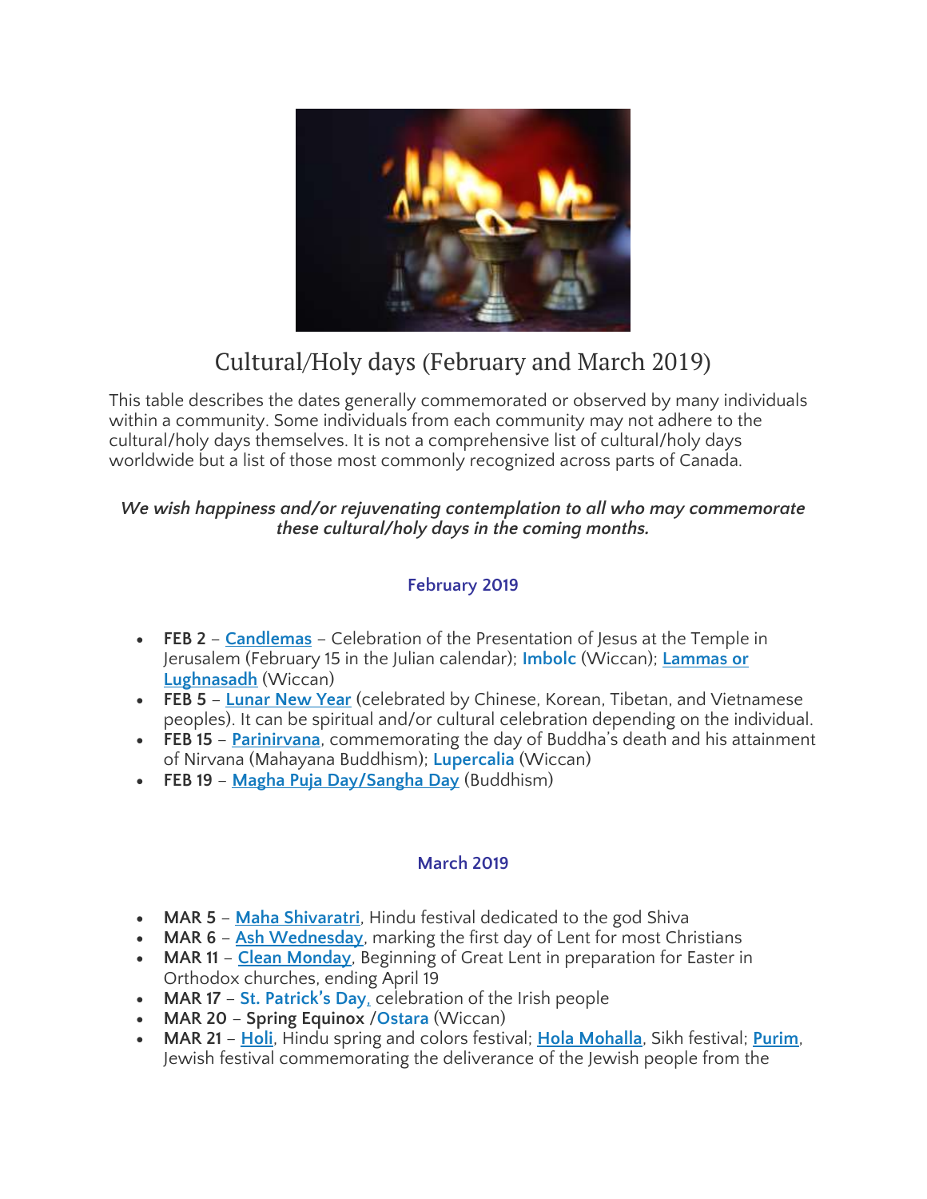# Cultural/Holy days (February and March 2019)

This table describes the dates generally commemorated or observed by many individuals within a community. Some individuals from each community may not adhere to the cultural/holy days themselves. It is not a comprehensive list of cultural/holy days worldwide but a list of those most commonly recognized across parts of Canada.

***We wish happiness and/or rejuvenating contemplation to all who may commemorate these cultural/holy days in the coming months.***

### February 2019

- **FEB 2** – Candlemas – Celebration of the Presentation of Jesus at the Temple in Jerusalem (February 15 in the Julian calendar); Imbolc (Wiccan); Lammas or Lughnasadh (Wiccan)
- **FEB 5** – Lunar New Year (celebrated by Chinese, Korean, Tibetan, and Vietnamese peoples). It can be spiritual and/or cultural celebration depending on the individual.
- **FEB 15** – Parinirvana, commemorating the day of Buddha's death and his attainment of Nirvana (Mahayana Buddhism); Lupercalia (Wiccan)
- **FEB 19** – Magha Puja Day/Sangha Day (Buddhism)

### March 2019

- **MAR 5** – Maha Shivaratri, Hindu festival dedicated to the god Shiva
- **MAR 6** – Ash Wednesday, marking the first day of Lent for most Christians
- **MAR 11** – Clean Monday, Beginning of Great Lent in preparation for Easter in Orthodox churches, ending April 19
- **MAR 17** – St. Patrick's Day, celebration of the Irish people
- **MAR 20** – **Spring Equinox** /Ostara (Wiccan)
- **MAR 21** – Holi, Hindu spring and colors festival; Hola Mohalla, Sikh festival; Purim, Jewish festival commemorating the deliverance of the Jewish people from the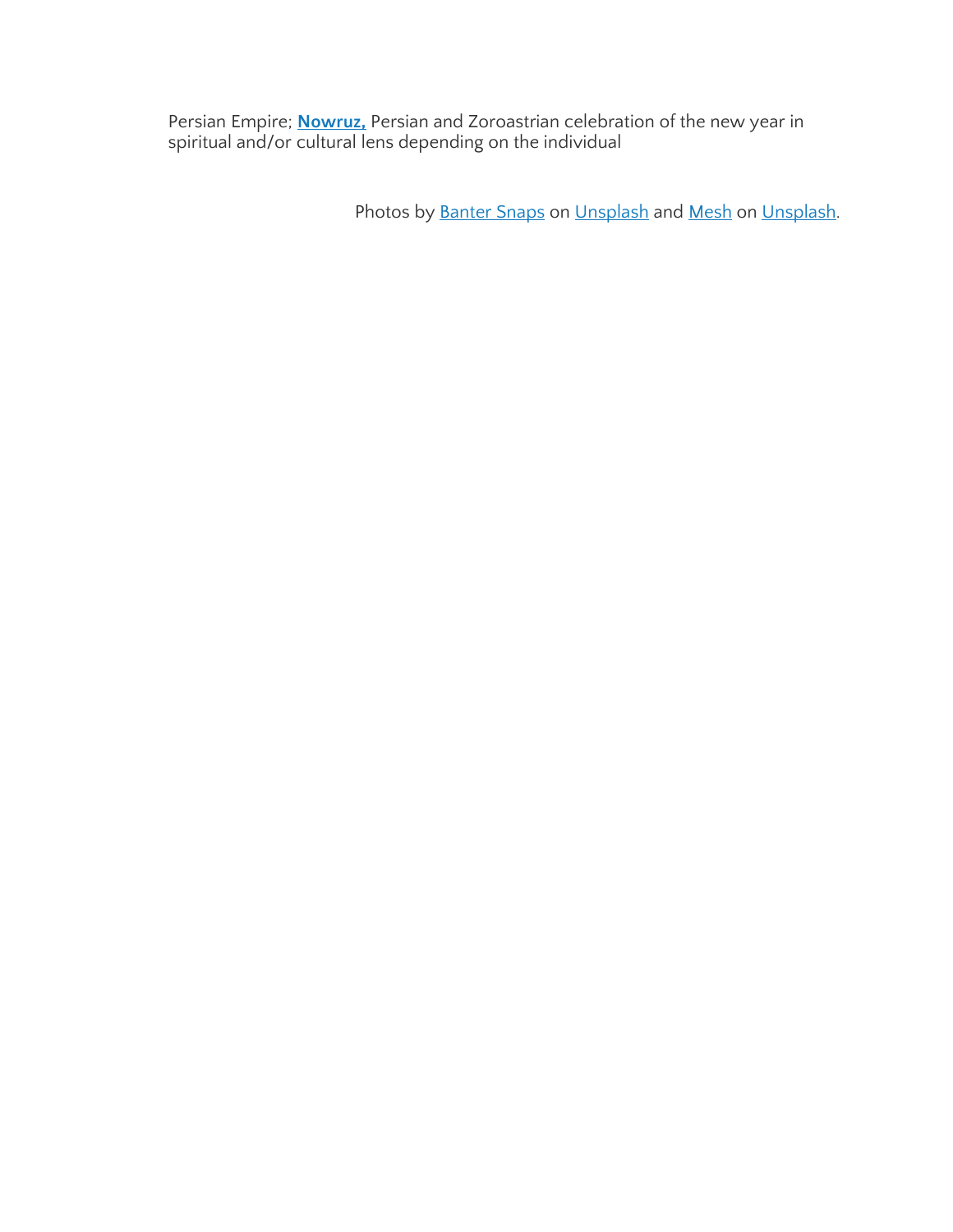Persian Empire; **Nowruz,** Persian and Zoroastrian celebration of the new year in spiritual and/or cultural lens depending on the individual

Photos by Banter Snaps on Unsplash and Mesh on Unsplash.